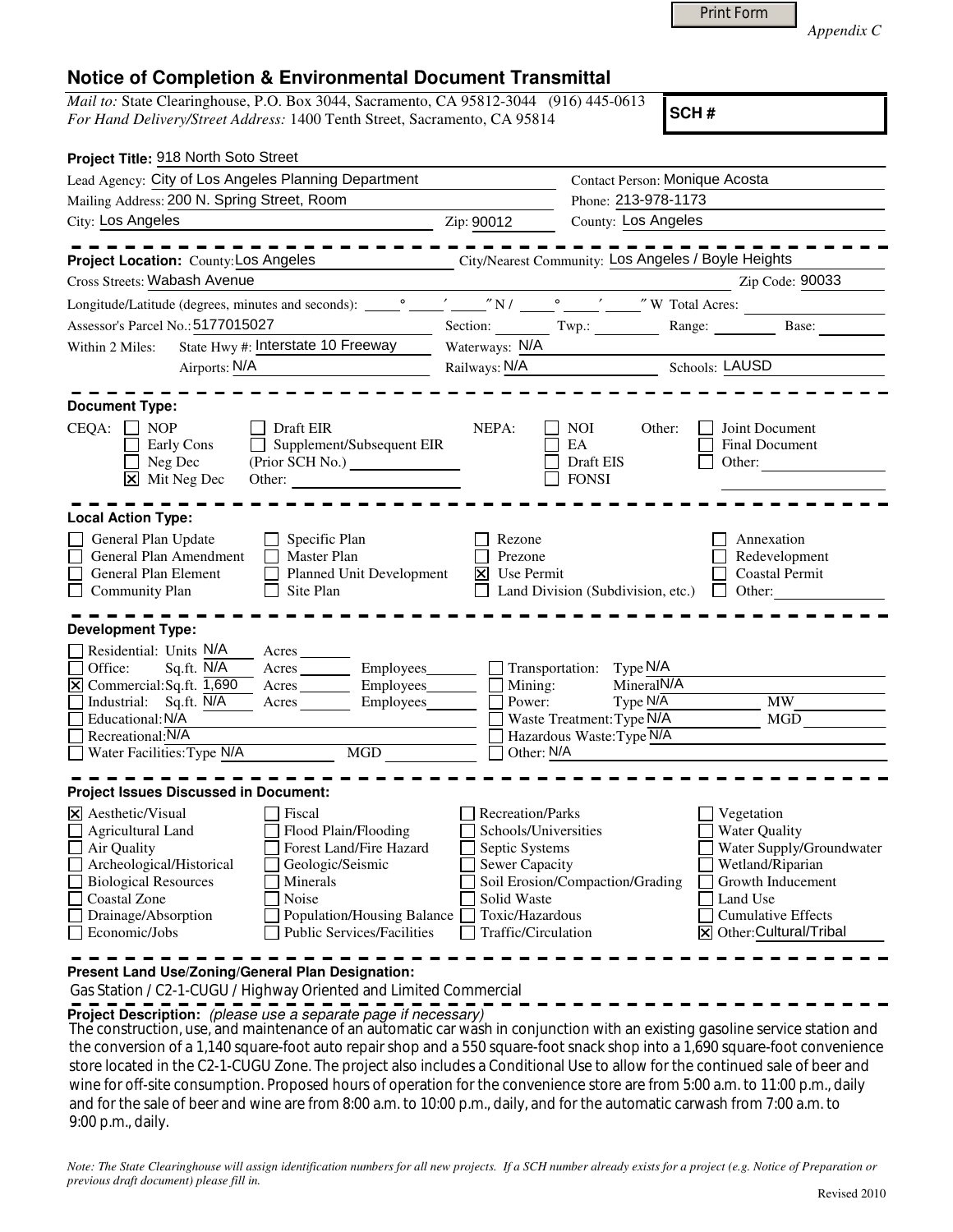Print Form

*Appendix C*

# Notice of Completion & Environmental Document Transmittal

*Mail to:* State Clearinghouse, P.O. Box 3044, Sacramento, CA 95812-3044 (916) 445-0613
*For Hand Delivery/Street Address:* 1400 Tenth Street, Sacramento, CA 95814

**SCH #**

**Project Title:** 918 North Soto Street

Lead Agency: City of Los Angeles Planning Department
Contact Person: Monique Acosta
Mailing Address: 200 N. Spring Street, Room
Phone: 213-978-1173
City: Los Angeles
Zip: 90012
County: Los Angeles

**Project Location:** County: Los Angeles
City/Nearest Community: Los Angeles / Boyle Heights
Cross Streets: Wabash Avenue
Zip Code: 90033
Longitude/Latitude (degrees, minutes and seconds): \_\_\_° \_\_\_′ \_\_\_″ N / \_\_\_° \_\_\_′ \_\_\_″ W Total Acres:
Assessor's Parcel No.: 5177015027
Section: Twp.: Range: Base:
Within 2 Miles: State Hwy #: Interstate 10 Freeway
Waterways: N/A
Airports: N/A
Railways: N/A
Schools: LAUSD

**Document Type:**

CEQA:
- ☐ NOP
- ☐ Early Cons
- ☐ Neg Dec
- ☒ Mit Neg Dec
- ☐ Draft EIR
- ☐ Supplement/Subsequent EIR (Prior SCH No.)
- Other:

NEPA:
- ☐ NOI
- ☐ EA
- ☐ Draft EIS
- ☐ FONSI

Other:
- ☐ Joint Document
- ☐ Final Document
- ☐ Other:

**Local Action Type:**

- ☐ General Plan Update
- ☐ General Plan Amendment
- ☐ General Plan Element
- ☐ Community Plan
- ☐ Specific Plan
- ☐ Master Plan
- ☐ Planned Unit Development
- ☐ Site Plan
- ☐ Rezone
- ☐ Prezone
- ☒ Use Permit
- ☐ Land Division (Subdivision, etc.)
- ☐ Annexation
- ☐ Redevelopment
- ☐ Coastal Permit
- ☐ Other:

**Development Type:**

- ☐ Residential: Units N/A Acres
- ☐ Office: Sq.ft. N/A Acres Employees
- ☒ Commercial: Sq.ft. 1,690 Acres Employees
- ☐ Industrial: Sq.ft. N/A Acres Employees
- ☐ Educational: N/A
- ☐ Recreational: N/A
- ☐ Water Facilities: Type N/A MGD
- ☐ Transportation: Type N/A
- ☐ Mining: Mineral N/A
- ☐ Power: Type N/A MW
- ☐ Waste Treatment: Type N/A MGD
- ☐ Hazardous Waste: Type N/A
- ☐ Other: N/A

**Project Issues Discussed in Document:**

- ☒ Aesthetic/Visual
- ☐ Agricultural Land
- ☐ Air Quality
- ☐ Archeological/Historical
- ☐ Biological Resources
- ☐ Coastal Zone
- ☐ Drainage/Absorption
- ☐ Economic/Jobs
- ☐ Fiscal
- ☐ Flood Plain/Flooding
- ☐ Forest Land/Fire Hazard
- ☐ Geologic/Seismic
- ☐ Minerals
- ☐ Noise
- ☐ Population/Housing Balance
- ☐ Public Services/Facilities
- ☐ Recreation/Parks
- ☐ Schools/Universities
- ☐ Septic Systems
- ☐ Sewer Capacity
- ☐ Soil Erosion/Compaction/Grading
- ☐ Solid Waste
- ☐ Toxic/Hazardous
- ☐ Traffic/Circulation
- ☐ Vegetation
- ☐ Water Quality
- ☐ Water Supply/Groundwater
- ☐ Wetland/Riparian
- ☐ Growth Inducement
- ☐ Land Use
- ☐ Cumulative Effects
- ☒ Other: Cultural/Tribal

**Present Land Use/Zoning/General Plan Designation:**
Gas Station / C2-1-CUGU / Highway Oriented and Limited Commercial

**Project Description:** *(please use a separate page if necessary)*
The construction, use, and maintenance of an automatic car wash in conjunction with an existing gasoline service station and the conversion of a 1,140 square-foot auto repair shop and a 550 square-foot snack shop into a 1,690 square-foot convenience store located in the C2-1-CUGU Zone. The project also includes a Conditional Use to allow for the continued sale of beer and wine for off-site consumption. Proposed hours of operation for the convenience store are from 5:00 a.m. to 11:00 p.m., daily and for the sale of beer and wine are from 8:00 a.m. to 10:00 p.m., daily, and for the automatic carwash from 7:00 a.m. to 9:00 p.m., daily.

*Note: The State Clearinghouse will assign identification numbers for all new projects. If a SCH number already exists for a project (e.g. Notice of Preparation or previous draft document) please fill in.*

Revised 2010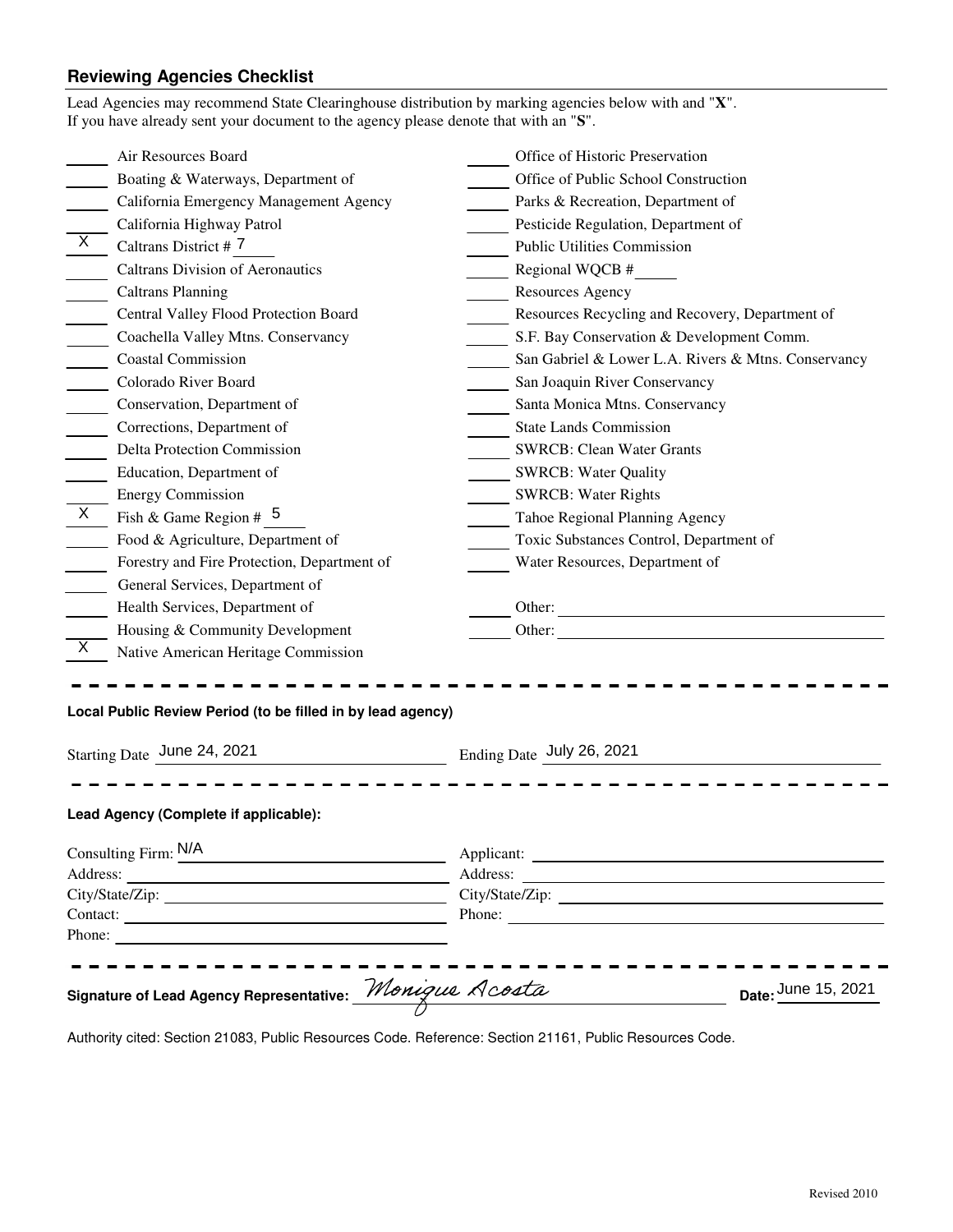## Reviewing Agencies Checklist

Lead Agencies may recommend State Clearinghouse distribution by marking agencies below with and "**X**".
If you have already sent your document to the agency please denote that with an "**S**".

| | | | |
|---|---|---|---|
| ____ | Air Resources Board | ____ | Office of Historic Preservation |
| ____ | Boating & Waterways, Department of | ____ | Office of Public School Construction |
| ____ | California Emergency Management Agency | ____ | Parks & Recreation, Department of |
| ____ | California Highway Patrol | ____ | Pesticide Regulation, Department of |
| X | Caltrans District # 7 | ____ | Public Utilities Commission |
| ____ | Caltrans Division of Aeronautics | ____ | Regional WQCB # ____ |
| ____ | Caltrans Planning | ____ | Resources Agency |
| ____ | Central Valley Flood Protection Board | ____ | Resources Recycling and Recovery, Department of |
| ____ | Coachella Valley Mtns. Conservancy | ____ | S.F. Bay Conservation & Development Comm. |
| ____ | Coastal Commission | ____ | San Gabriel & Lower L.A. Rivers & Mtns. Conservancy |
| ____ | Colorado River Board | ____ | San Joaquin River Conservancy |
| ____ | Conservation, Department of | ____ | Santa Monica Mtns. Conservancy |
| ____ | Corrections, Department of | ____ | State Lands Commission |
| ____ | Delta Protection Commission | ____ | SWRCB: Clean Water Grants |
| ____ | Education, Department of | ____ | SWRCB: Water Quality |
| ____ | Energy Commission | ____ | SWRCB: Water Rights |
| X | Fish & Game Region # 5 | ____ | Tahoe Regional Planning Agency |
| ____ | Food & Agriculture, Department of | ____ | Toxic Substances Control, Department of |
| ____ | Forestry and Fire Protection, Department of | ____ | Water Resources, Department of |
| ____ | General Services, Department of | | |
| ____ | Health Services, Department of | ____ | Other: ____ |
| ____ | Housing & Community Development | ____ | Other: ____ |
| X | Native American Heritage Commission | | |

---

**Local Public Review Period (to be filled in by lead agency)**

Starting Date June 24, 2021 Ending Date July 26, 2021

---

**Lead Agency (Complete if applicable):**

Consulting Firm: N/A
Address:
City/State/Zip:
Contact:
Phone:

Applicant:
Address:
City/State/Zip:
Phone:

---

**Signature of Lead Agency Representative:** *Monique Acosta* **Date:** June 15, 2021

Authority cited: Section 21083, Public Resources Code. Reference: Section 21161, Public Resources Code.

Revised 2010